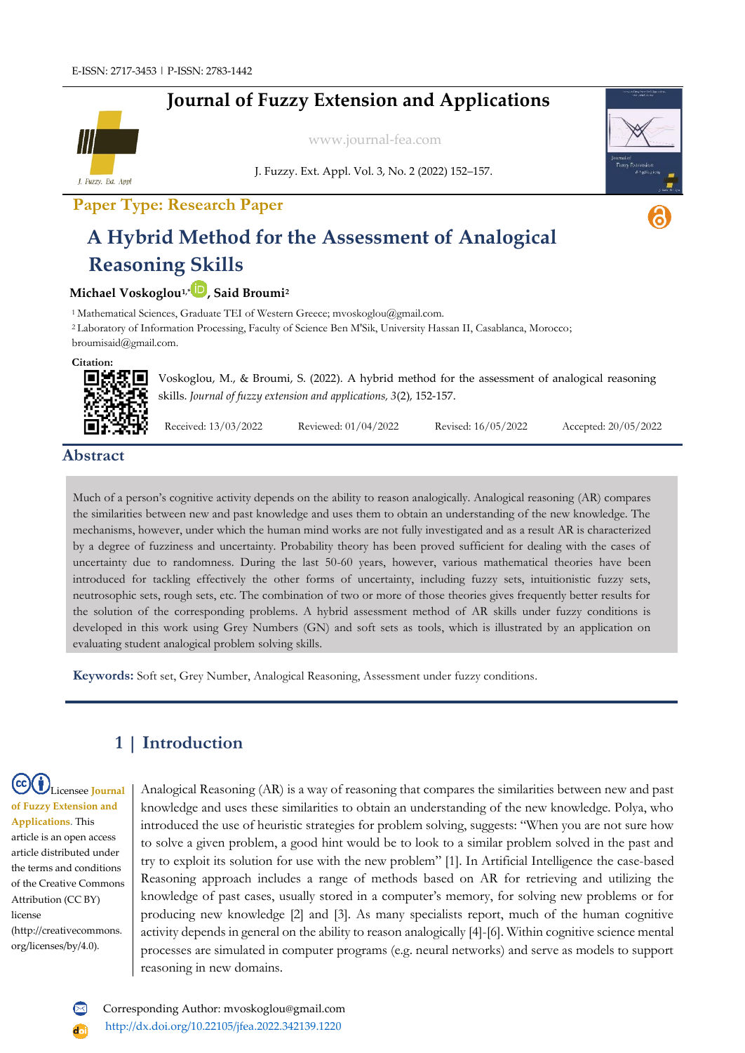E-ISSN: 2717-3453 | P-ISSN: 2783-1442

# Journal of Fuzzy Extension and Applications

www.journal-fea.com

**Paper Type: Research Paper**

# A Hybrid Method for the Assessment of Analogical Reasoning Skills

**Michael Voskoglou[1,*], Said Broumi[2]**

[1] Mathematical Sciences, Graduate TEI of Western Greece; mvoskoglou@gmail.com.
[2] Laboratory of Information Processing, Faculty of Science Ben M'Sik, University Hassan II, Casablanca, Morocco; broumisaid@gmail.com.

**Citation:**

Voskoglou, M., & Broumi, S. (2022). A hybrid method for the assessment of analogical reasoning skills. *Journal of fuzzy extension and applications, 3*(2), 152-157.

Received: 13/03/2022 Reviewed: 01/04/2022 Revised: 16/05/2022 Accepted: 20/05/2022

## Abstract

Much of a person's cognitive activity depends on the ability to reason analogically. Analogical reasoning (AR) compares the similarities between new and past knowledge and uses them to obtain an understanding of the new knowledge. The mechanisms, however, under which the human mind works are not fully investigated and as a result AR is characterized by a degree of fuzziness and uncertainty. Probability theory has been proved sufficient for dealing with the cases of uncertainty due to randomness. During the last 50-60 years, however, various mathematical theories have been introduced for tackling effectively the other forms of uncertainty, including fuzzy sets, intuitionistic fuzzy sets, neutrosophic sets, rough sets, etc. The combination of two or more of those theories gives frequently better results for the solution of the corresponding problems. A hybrid assessment method of AR skills under fuzzy conditions is developed in this work using Grey Numbers (GN) and soft sets as tools, which is illustrated by an application on evaluating student analogical problem solving skills.

**Keywords:** Soft set, Grey Number, Analogical Reasoning, Assessment under fuzzy conditions.

## 1 | Introduction

Licensee **Journal of Fuzzy Extension and Applications.** This article is an open access article distributed under the terms and conditions of the Creative Commons Attribution (CC BY) license (http://creativecommons.org/licenses/by/4.0).

Analogical Reasoning (AR) is a way of reasoning that compares the similarities between new and past knowledge and uses these similarities to obtain an understanding of the new knowledge. Polya, who introduced the use of heuristic strategies for problem solving, suggests: "When you are not sure how to solve a given problem, a good hint would be to look to a similar problem solved in the past and try to exploit its solution for use with the new problem" [1]. In Artificial Intelligence the case-based Reasoning approach includes a range of methods based on AR for retrieving and utilizing the knowledge of past cases, usually stored in a computer's memory, for solving new problems or for producing new knowledge [2] and [3]. As many specialists report, much of the human cognitive activity depends in general on the ability to reason analogically [4]-[6]. Within cognitive science mental processes are simulated in computer programs (e.g. neural networks) and serve as models to support reasoning in new domains.

Corresponding Author: mvoskoglou@gmail.com

http://dx.doi.org/10.22105/jfea.2022.342139.1220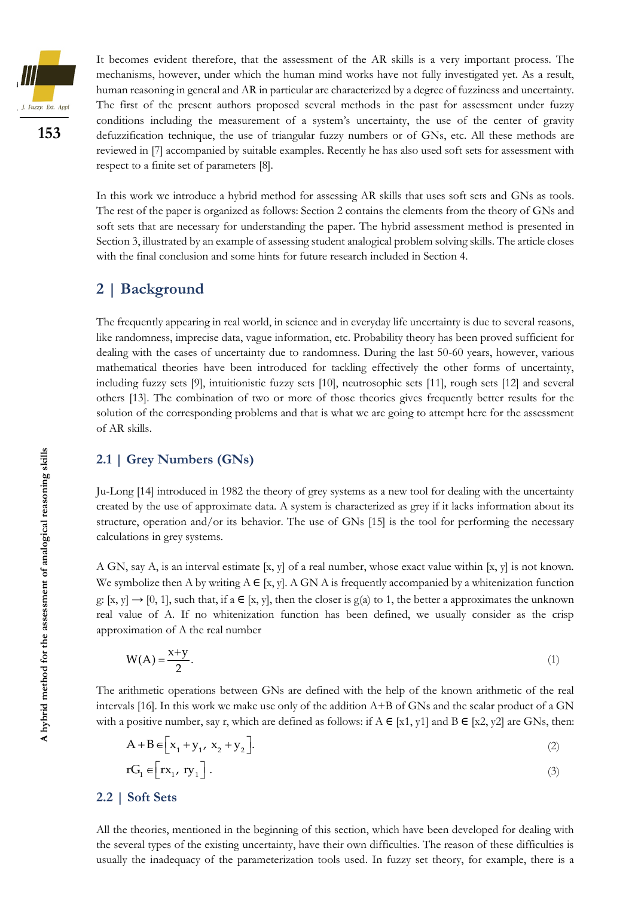It becomes evident therefore, that the assessment of the AR skills is a very important process. The mechanisms, however, under which the human mind works have not fully investigated yet. As a result, human reasoning in general and AR in particular are characterized by a degree of fuzziness and uncertainty. The first of the present authors proposed several methods in the past for assessment under fuzzy conditions including the measurement of a system's uncertainty, the use of the center of gravity defuzzification technique, the use of triangular fuzzy numbers or of GNs, etc. All these methods are reviewed in [7] accompanied by suitable examples. Recently he has also used soft sets for assessment with respect to a finite set of parameters [8].

In this work we introduce a hybrid method for assessing AR skills that uses soft sets and GNs as tools. The rest of the paper is organized as follows: Section 2 contains the elements from the theory of GNs and soft sets that are necessary for understanding the paper. The hybrid assessment method is presented in Section 3, illustrated by an example of assessing student analogical problem solving skills. The article closes with the final conclusion and some hints for future research included in Section 4.

## 2 | Background

The frequently appearing in real world, in science and in everyday life uncertainty is due to several reasons, like randomness, imprecise data, vague information, etc. Probability theory has been proved sufficient for dealing with the cases of uncertainty due to randomness. During the last 50-60 years, however, various mathematical theories have been introduced for tackling effectively the other forms of uncertainty, including fuzzy sets [9], intuitionistic fuzzy sets [10], neutrosophic sets [11], rough sets [12] and several others [13]. The combination of two or more of those theories gives frequently better results for the solution of the corresponding problems and that is what we are going to attempt here for the assessment of AR skills.

### 2.1 | Grey Numbers (GNs)

Ju-Long [14] introduced in 1982 the theory of grey systems as a new tool for dealing with the uncertainty created by the use of approximate data. A system is characterized as grey if it lacks information about its structure, operation and/or its behavior. The use of GNs [15] is the tool for performing the necessary calculations in grey systems.

A GN, say A, is an interval estimate [x, y] of a real number, whose exact value within [x, y] is not known. We symbolize then A by writing $A \in [x, y]$. A GN A is frequently accompanied by a whitenization function $g: [x, y] \rightarrow [0, 1]$, such that, if $a \in [x, y]$, then the closer is $g(a)$ to 1, the better a approximates the unknown real value of A. If no whitenization function has been defined, we usually consider as the crisp approximation of A the real number

$$W(A) = \frac{x+y}{2}. \tag{1}$$

The arithmetic operations between GNs are defined with the help of the known arithmetic of the real intervals [16]. In this work we make use only of the addition A+B of GNs and the scalar product of a GN with a positive number, say r, which are defined as follows: if $A \in [x1, y1]$ and $B \in [x2, y2]$ are GNs, then:

$$A + B \in \left[x_1 + y_1,\ x_2 + y_2\right]. \tag{2}$$

$$rG_1 \in \left[rx_1,\ ry_1\right]. \tag{3}$$

### 2.2 | Soft Sets

All the theories, mentioned in the beginning of this section, which have been developed for dealing with the several types of the existing uncertainty, have their own difficulties. The reason of these difficulties is usually the inadequacy of the parameterization tools used. In fuzzy set theory, for example, there is a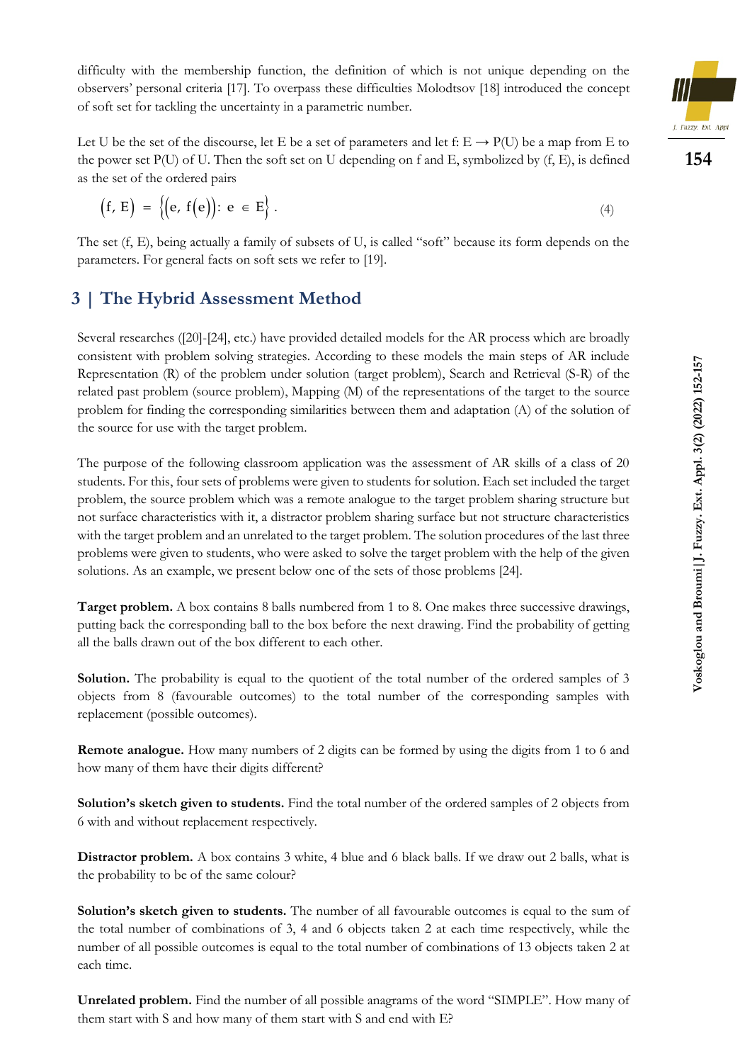difficulty with the membership function, the definition of which is not unique depending on the observers' personal criteria [17]. To overpass these difficulties Molodtsov [18] introduced the concept of soft set for tackling the uncertainty in a parametric number.

Let U be the set of the discourse, let E be a set of parameters and let f: E → P(U) be a map from E to the power set P(U) of U. Then the soft set on U depending on f and E, symbolized by (f, E), is defined as the set of the ordered pairs

$$\left(f,\, E\right) = \left\{\left(e,\, f\left(e\right)\right):\, e \in E\right\}. \tag{4}$$

The set (f, E), being actually a family of subsets of U, is called "soft" because its form depends on the parameters. For general facts on soft sets we refer to [19].

## 3 | The Hybrid Assessment Method

Several researches ([20]-[24], etc.) have provided detailed models for the AR process which are broadly consistent with problem solving strategies. According to these models the main steps of AR include Representation (R) of the problem under solution (target problem), Search and Retrieval (S-R) of the related past problem (source problem), Mapping (M) of the representations of the target to the source problem for finding the corresponding similarities between them and adaptation (A) of the solution of the source for use with the target problem.

The purpose of the following classroom application was the assessment of AR skills of a class of 20 students. For this, four sets of problems were given to students for solution. Each set included the target problem, the source problem which was a remote analogue to the target problem sharing structure but not surface characteristics with it, a distractor problem sharing surface but not structure characteristics with the target problem and an unrelated to the target problem. The solution procedures of the last three problems were given to students, who were asked to solve the target problem with the help of the given solutions. As an example, we present below one of the sets of those problems [24].

**Target problem.** A box contains 8 balls numbered from 1 to 8. One makes three successive drawings, putting back the corresponding ball to the box before the next drawing. Find the probability of getting all the balls drawn out of the box different to each other.

**Solution.** The probability is equal to the quotient of the total number of the ordered samples of 3 objects from 8 (favourable outcomes) to the total number of the corresponding samples with replacement (possible outcomes).

**Remote analogue.** How many numbers of 2 digits can be formed by using the digits from 1 to 6 and how many of them have their digits different?

**Solution's sketch given to students.** Find the total number of the ordered samples of 2 objects from 6 with and without replacement respectively.

**Distractor problem.** A box contains 3 white, 4 blue and 6 black balls. If we draw out 2 balls, what is the probability to be of the same colour?

**Solution's sketch given to students.** The number of all favourable outcomes is equal to the sum of the total number of combinations of 3, 4 and 6 objects taken 2 at each time respectively, while the number of all possible outcomes is equal to the total number of combinations of 13 objects taken 2 at each time.

**Unrelated problem.** Find the number of all possible anagrams of the word "SIMPLE". How many of them start with S and how many of them start with S and end with E?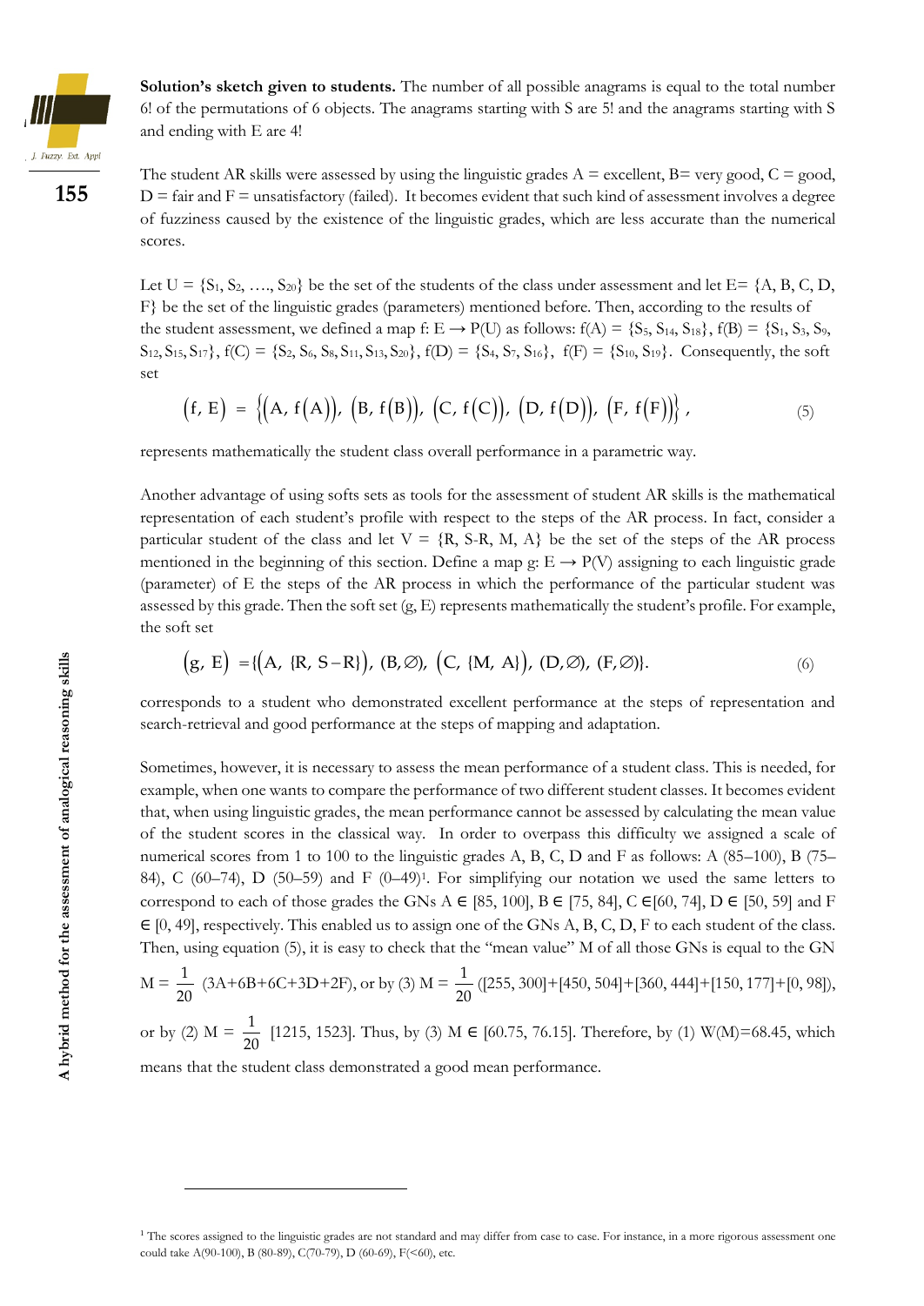**Solution's sketch given to students.** The number of all possible anagrams is equal to the total number 6! of the permutations of 6 objects. The anagrams starting with S are 5! and the anagrams starting with S and ending with E are 4!

The student AR skills were assessed by using the linguistic grades A = excellent, B= very good, C = good, D = fair and F = unsatisfactory (failed). It becomes evident that such kind of assessment involves a degree of fuzziness caused by the existence of the linguistic grades, which are less accurate than the numerical scores.

Let $U = \{S_1, S_2, \ldots, S_{20}\}$ be the set of the students of the class under assessment and let $E= \{A, B, C, D, F\}$ be the set of the linguistic grades (parameters) mentioned before. Then, according to the results of the student assessment, we defined a map $f: E \rightarrow P(U)$ as follows: $f(A) = \{S_5, S_{14}, S_{18}\}$, $f(B) = \{S_1, S_3, S_9, S_{12}, S_{15}, S_{17}\}$, $f(C) = \{S_2, S_6, S_8, S_{11}, S_{13}, S_{20}\}$, $f(D) = \{S_4, S_7, S_{16}\}$, $f(F) = \{S_{10}, S_{19}\}$. Consequently, the soft set

$$(f, E) = \{(A, f(A)), (B, f(B)), (C, f(C)), (D, f(D)), (F, f(F))\}, \tag{5}$$

represents mathematically the student class overall performance in a parametric way.

Another advantage of using softs sets as tools for the assessment of student AR skills is the mathematical representation of each student's profile with respect to the steps of the AR process. In fact, consider a particular student of the class and let $V = \{R, S\text{-}R, M, A\}$ be the set of the steps of the AR process mentioned in the beginning of this section. Define a map $g: E \rightarrow P(V)$ assigning to each linguistic grade (parameter) of E the steps of the AR process in which the performance of the particular student was assessed by this grade. Then the soft set (g, E) represents mathematically the student's profile. For example, the soft set

$$(g, E) = \{(A, \{R, S-R\}), (B,\varnothing), (C, \{M, A\}), (D,\varnothing), (F,\varnothing)\}. \tag{6}$$

corresponds to a student who demonstrated excellent performance at the steps of representation and search-retrieval and good performance at the steps of mapping and adaptation.

Sometimes, however, it is necessary to assess the mean performance of a student class. This is needed, for example, when one wants to compare the performance of two different student classes. It becomes evident that, when using linguistic grades, the mean performance cannot be assessed by calculating the mean value of the student scores in the classical way. In order to overpass this difficulty we assigned a scale of numerical scores from 1 to 100 to the linguistic grades A, B, C, D and F as follows: A (85–100), B (75–84), C (60–74), D (50–59) and F (0–49)[1]. For simplifying our notation we used the same letters to correspond to each of those grades the GNs $A \in [85, 100]$, $B \in [75, 84]$, $C \in [60, 74]$, $D \in [50, 59]$ and $F \in [0, 49]$, respectively. This enabled us to assign one of the GNs A, B, C, D, F to each student of the class. Then, using equation (5), it is easy to check that the "mean value" M of all those GNs is equal to the GN

$M = \frac{1}{20}(3A+6B+6C+3D+2F)$, or by (3) $M = \frac{1}{20}([255, 300]+[450, 504]+[360, 444]+[150, 177]+[0, 98])$,

or by (2) $M = \frac{1}{20}[1215, 1523]$. Thus, by (3) $M \in [60.75, 76.15]$. Therefore, by (1) $W(M)=68.45$, which means that the student class demonstrated a good mean performance.

---

[1] The scores assigned to the linguistic grades are not standard and may differ from case to case. For instance, in a more rigorous assessment one could take A(90-100), B (80-89), C(70-79), D (60-69), F(<60), etc.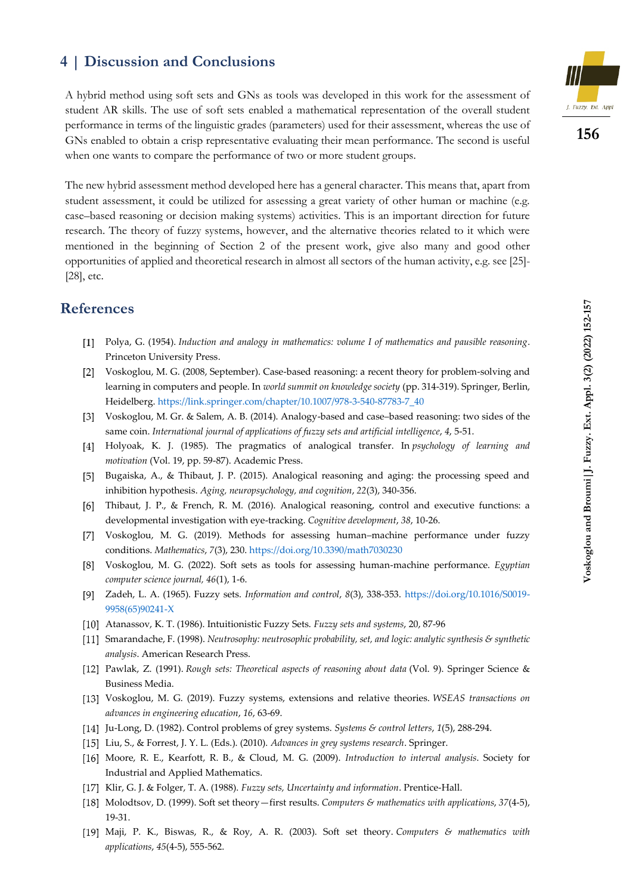## 4 | Discussion and Conclusions

A hybrid method using soft sets and GNs as tools was developed in this work for the assessment of student AR skills. The use of soft sets enabled a mathematical representation of the overall student performance in terms of the linguistic grades (parameters) used for their assessment, whereas the use of GNs enabled to obtain a crisp representative evaluating their mean performance. The second is useful when one wants to compare the performance of two or more student groups.

The new hybrid assessment method developed here has a general character. This means that, apart from student assessment, it could be utilized for assessing a great variety of other human or machine (e.g. case–based reasoning or decision making systems) activities. This is an important direction for future research. The theory of fuzzy systems, however, and the alternative theories related to it which were mentioned in the beginning of Section 2 of the present work, give also many and good other opportunities of applied and theoretical research in almost all sectors of the human activity, e.g. see [25]-[28], etc.

## References

[1] Polya, G. (1954). *Induction and analogy in mathematics: volume I of mathematics and pausible reasoning*. Princeton University Press.

[2] Voskoglou, M. G. (2008, September). Case-based reasoning: a recent theory for problem-solving and learning in computers and people. In *world summit on knowledge society* (pp. 314-319). Springer, Berlin, Heidelberg. https://link.springer.com/chapter/10.1007/978-3-540-87783-7_40

[3] Voskoglou, M. Gr. & Salem, A. B. (2014). Analogy-based and case–based reasoning: two sides of the same coin. *International journal of applications of fuzzy sets and artificial intelligence*, *4*, 5-51.

[4] Holyoak, K. J. (1985). The pragmatics of analogical transfer. In *psychology of learning and motivation* (Vol. 19, pp. 59-87). Academic Press.

[5] Bugaiska, A., & Thibaut, J. P. (2015). Analogical reasoning and aging: the processing speed and inhibition hypothesis. *Aging, neuropsychology, and cognition*, *22*(3), 340-356.

[6] Thibaut, J. P., & French, R. M. (2016). Analogical reasoning, control and executive functions: a developmental investigation with eye-tracking. *Cognitive development*, *38*, 10-26.

[7] Voskoglou, M. G. (2019). Methods for assessing human–machine performance under fuzzy conditions. *Mathematics*, *7*(3), 230. https://doi.org/10.3390/math7030230

[8] Voskoglou, M. G. (2022). Soft sets as tools for assessing human-machine performance. *Egyptian computer science journal, 46*(1), 1-6.

[9] Zadeh, L. A. (1965). Fuzzy sets. *Information and control*, *8*(3), 338-353. https://doi.org/10.1016/S0019-9958(65)90241-X

[10] Atanassov, K. T. (1986). Intuitionistic Fuzzy Sets. *Fuzzy sets and systems*, 20, 87-96

[11] Smarandache, F. (1998). *Neutrosophy: neutrosophic probability, set, and logic: analytic synthesis & synthetic analysis*. American Research Press.

[12] Pawlak, Z. (1991). *Rough sets: Theoretical aspects of reasoning about data* (Vol. 9). Springer Science & Business Media.

[13] Voskoglou, M. G. (2019). Fuzzy systems, extensions and relative theories. *WSEAS transactions on advances in engineering education*, *16*, 63-69.

[14] Ju-Long, D. (1982). Control problems of grey systems. *Systems & control letters*, *1*(5), 288-294.

[15] Liu, S., & Forrest, J. Y. L. (Eds.). (2010). *Advances in grey systems research*. Springer.

[16] Moore, R. E., Kearfott, R. B., & Cloud, M. G. (2009). *Introduction to interval analysis*. Society for Industrial and Applied Mathematics.

[17] Klir, G. J. & Folger, T. A. (1988). *Fuzzy sets, Uncertainty and information*. Prentice-Hall.

[18] Molodtsov, D. (1999). Soft set theory—first results. *Computers & mathematics with applications*, *37*(4-5), 19-31.

[19] Maji, P. K., Biswas, R., & Roy, A. R. (2003). Soft set theory. *Computers & mathematics with applications*, *45*(4-5), 555-562.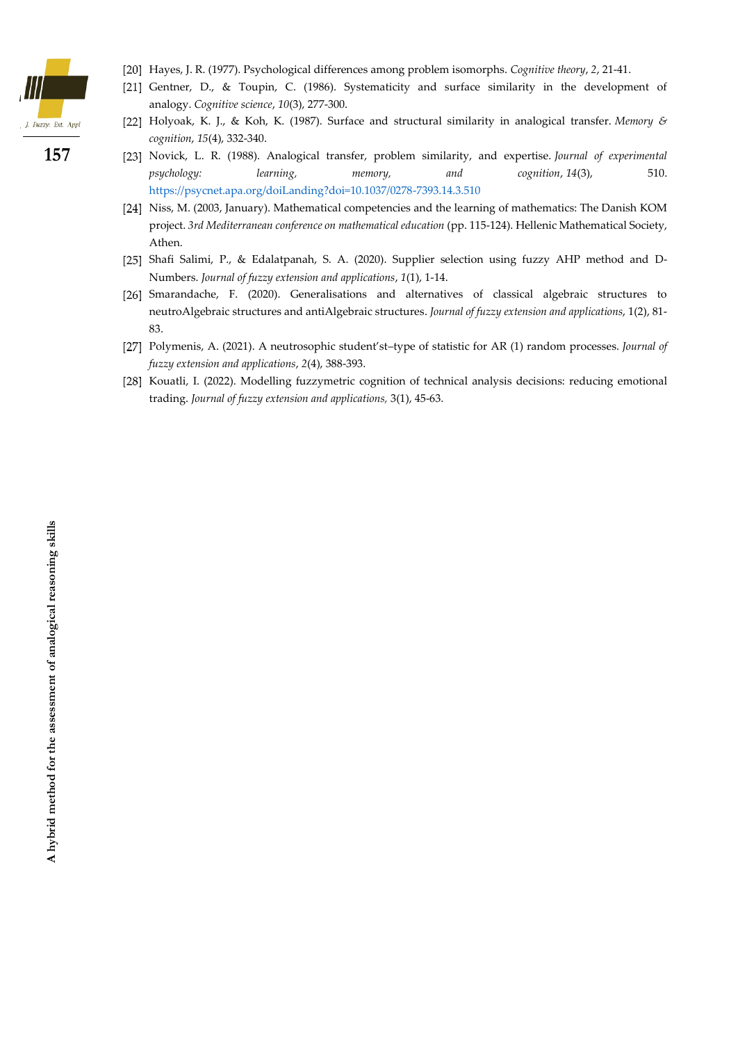[20] Hayes, J. R. (1977). Psychological differences among problem isomorphs. *Cognitive theory*, *2*, 21-41.

[21] Gentner, D., & Toupin, C. (1986). Systematicity and surface similarity in the development of analogy. *Cognitive science*, *10*(3), 277-300.

[22] Holyoak, K. J., & Koh, K. (1987). Surface and structural similarity in analogical transfer. *Memory & cognition*, *15*(4), 332-340.

[23] Novick, L. R. (1988). Analogical transfer, problem similarity, and expertise. *Journal of experimental psychology: learning, memory, and cognition*, *14*(3), 510. https://psycnet.apa.org/doiLanding?doi=10.1037/0278-7393.14.3.510

[24] Niss, M. (2003, January). Mathematical competencies and the learning of mathematics: The Danish KOM project. *3rd Mediterranean conference on mathematical education* (pp. 115-124). Hellenic Mathematical Society, Athen.

[25] Shafi Salimi, P., & Edalatpanah, S. A. (2020). Supplier selection using fuzzy AHP method and D-Numbers. *Journal of fuzzy extension and applications*, *1*(1), 1-14.

[26] Smarandache, F. (2020). Generalisations and alternatives of classical algebraic structures to neutroAlgebraic structures and antiAlgebraic structures. *Journal of fuzzy extension and applications*, 1(2), 81-83.

[27] Polymenis, A. (2021). A neutrosophic student'st–type of statistic for AR (1) random processes. *Journal of fuzzy extension and applications*, *2*(4), 388-393.

[28] Kouatli, I. (2022). Modelling fuzzymetric cognition of technical analysis decisions: reducing emotional trading. *Journal of fuzzy extension and applications,* 3(1), 45-63.